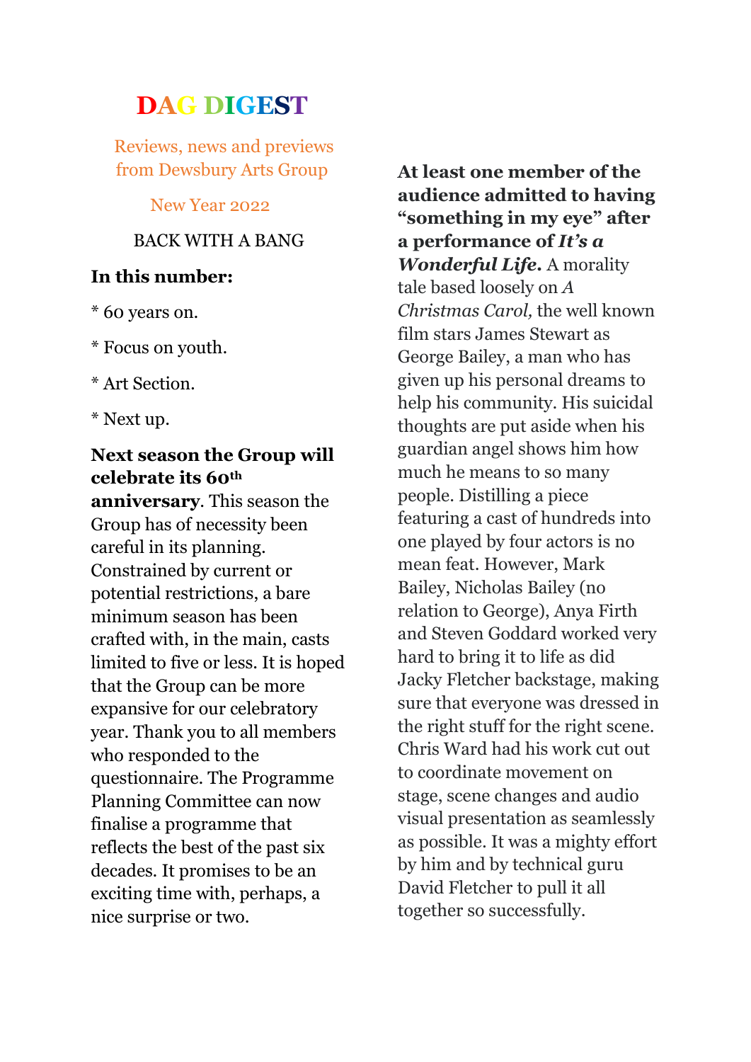# DAG DIGEST

Reviews, news and previews from Dewsbury Arts Group

New Year 2022

BACK WITH A BANG

**In this number:**

* 60 years on.

* Focus on youth.

* Art Section.

* Next up.

**Next season the Group will celebrate its 60th anniversary**. This season the Group has of necessity been careful in its planning. Constrained by current or potential restrictions, a bare minimum season has been crafted with, in the main, casts limited to five or less. It is hoped that the Group can be more expansive for our celebratory year. Thank you to all members who responded to the questionnaire. The Programme Planning Committee can now finalise a programme that reflects the best of the past six decades. It promises to be an exciting time with, perhaps, a nice surprise or two.

**At least one member of the audience admitted to having "something in my eye" after a performance of *It's a Wonderful Life*.** A morality tale based loosely on *A Christmas Carol,* the well known film stars James Stewart as George Bailey, a man who has given up his personal dreams to help his community. His suicidal thoughts are put aside when his guardian angel shows him how much he means to so many people. Distilling a piece featuring a cast of hundreds into one played by four actors is no mean feat. However, Mark Bailey, Nicholas Bailey (no relation to George), Anya Firth and Steven Goddard worked very hard to bring it to life as did Jacky Fletcher backstage, making sure that everyone was dressed in the right stuff for the right scene. Chris Ward had his work cut out to coordinate movement on stage, scene changes and audio visual presentation as seamlessly as possible. It was a mighty effort by him and by technical guru David Fletcher to pull it all together so successfully.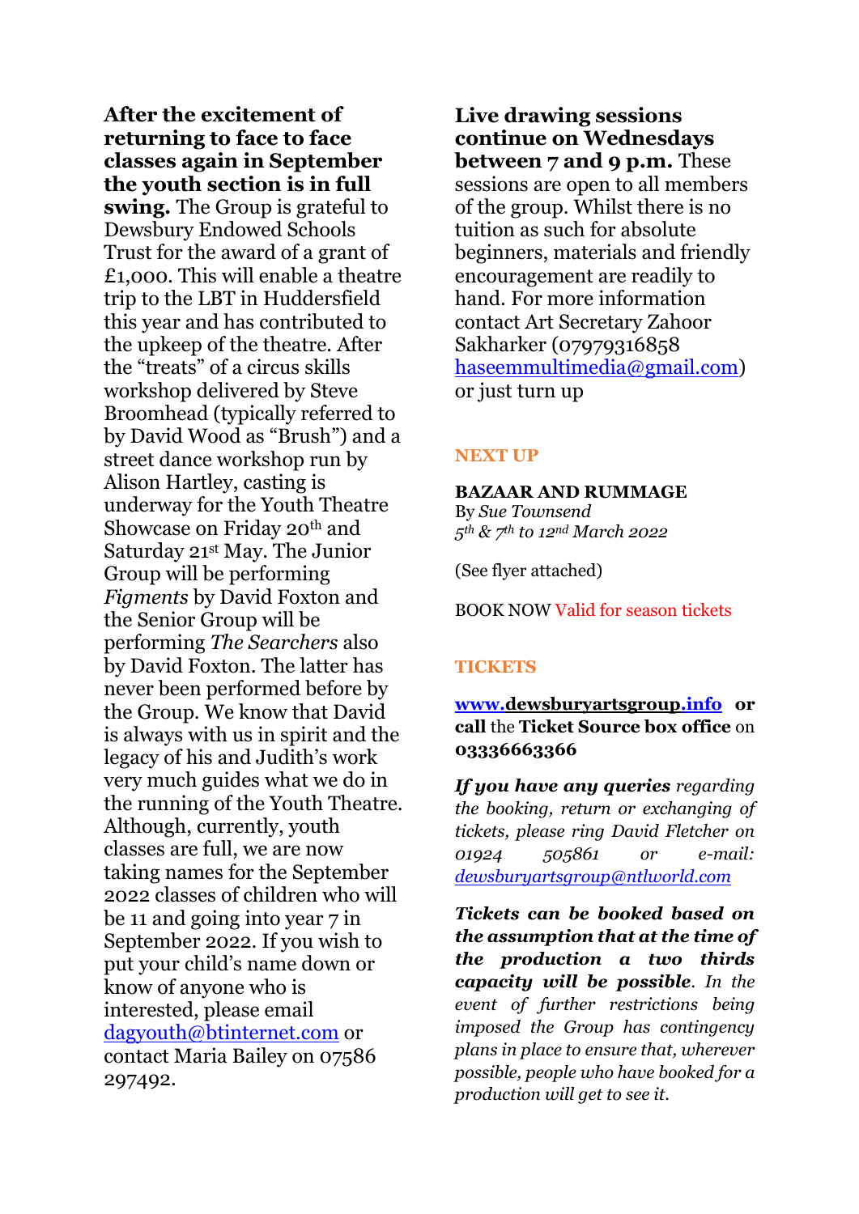**After the excitement of returning to face to face classes again in September the youth section is in full swing.** The Group is grateful to Dewsbury Endowed Schools Trust for the award of a grant of £1,000. This will enable a theatre trip to the LBT in Huddersfield this year and has contributed to the upkeep of the theatre. After the “treats” of a circus skills workshop delivered by Steve Broomhead (typically referred to by David Wood as “Brush”) and a street dance workshop run by Alison Hartley, casting is underway for the Youth Theatre Showcase on Friday 20th and Saturday 21st May. The Junior Group will be performing *Figments* by David Foxton and the Senior Group will be performing *The Searchers* also by David Foxton. The latter has never been performed before by the Group. We know that David is always with us in spirit and the legacy of his and Judith’s work very much guides what we do in the running of the Youth Theatre. Although, currently, youth classes are full, we are now taking names for the September 2022 classes of children who will be 11 and going into year 7 in September 2022. If you wish to put your child’s name down or know of anyone who is interested, please email dagyouth@btinternet.com or contact Maria Bailey on 07586 297492.

**Live drawing sessions continue on Wednesdays between 7 and 9 p.m.** These sessions are open to all members of the group. Whilst there is no tuition as such for absolute beginners, materials and friendly encouragement are readily to hand. For more information contact Art Secretary Zahoor Sakharker (07979316858 haseemmultimedia@gmail.com) or just turn up

## NEXT UP

**BAZAAR AND RUMMAGE**
By *Sue Townsend*
*5th & 7th to 12nd March 2022*

(See flyer attached)

BOOK NOW Valid for season tickets

## TICKETS

**www.dewsburyartsgroup.info or call** the **Ticket Source box office** on **03336663366**

***If you have any queries** regarding the booking, return or exchanging of tickets, please ring David Fletcher on 01924 505861 or e-mail: dewsburyartsgroup@ntlworld.com*

***Tickets can be booked based on the assumption that at the time of the production a two thirds capacity will be possible**. In the event of further restrictions being imposed the Group has contingency plans in place to ensure that, wherever possible, people who have booked for a production will get to see it.*